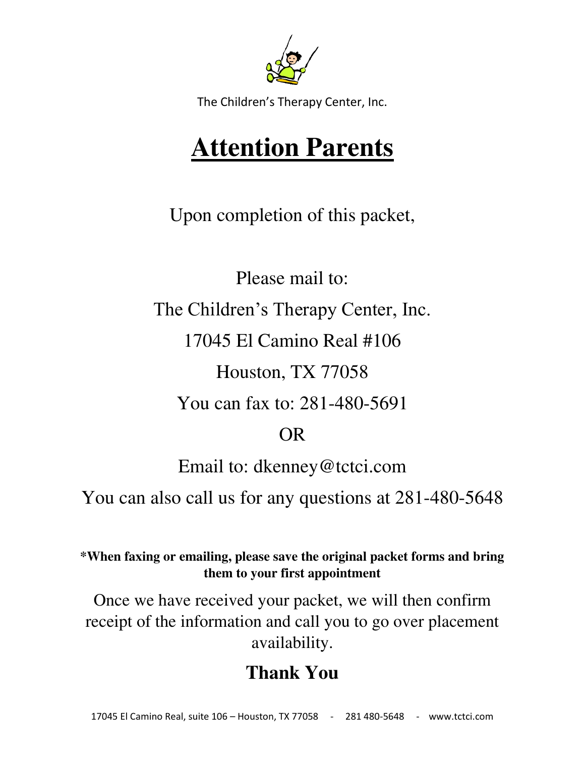The Children's Therapy Center, Inc.

# Attention Parents

Upon completion of this packet,

Please mail to:

The Children's Therapy Center, Inc.

17045 El Camino Real #106

Houston, TX 77058

You can fax to: 281-480-5691

OR

Email to: dkenney@tctci.com

You can also call us for any questions at 281-480-5648

**\*When faxing or emailing, please save the original packet forms and bring them to your first appointment**

Once we have received your packet, we will then confirm receipt of the information and call you to go over placement availability.

## Thank You

17045 El Camino Real, suite 106 – Houston, TX 77058 - 281 480-5648 - www.tctci.com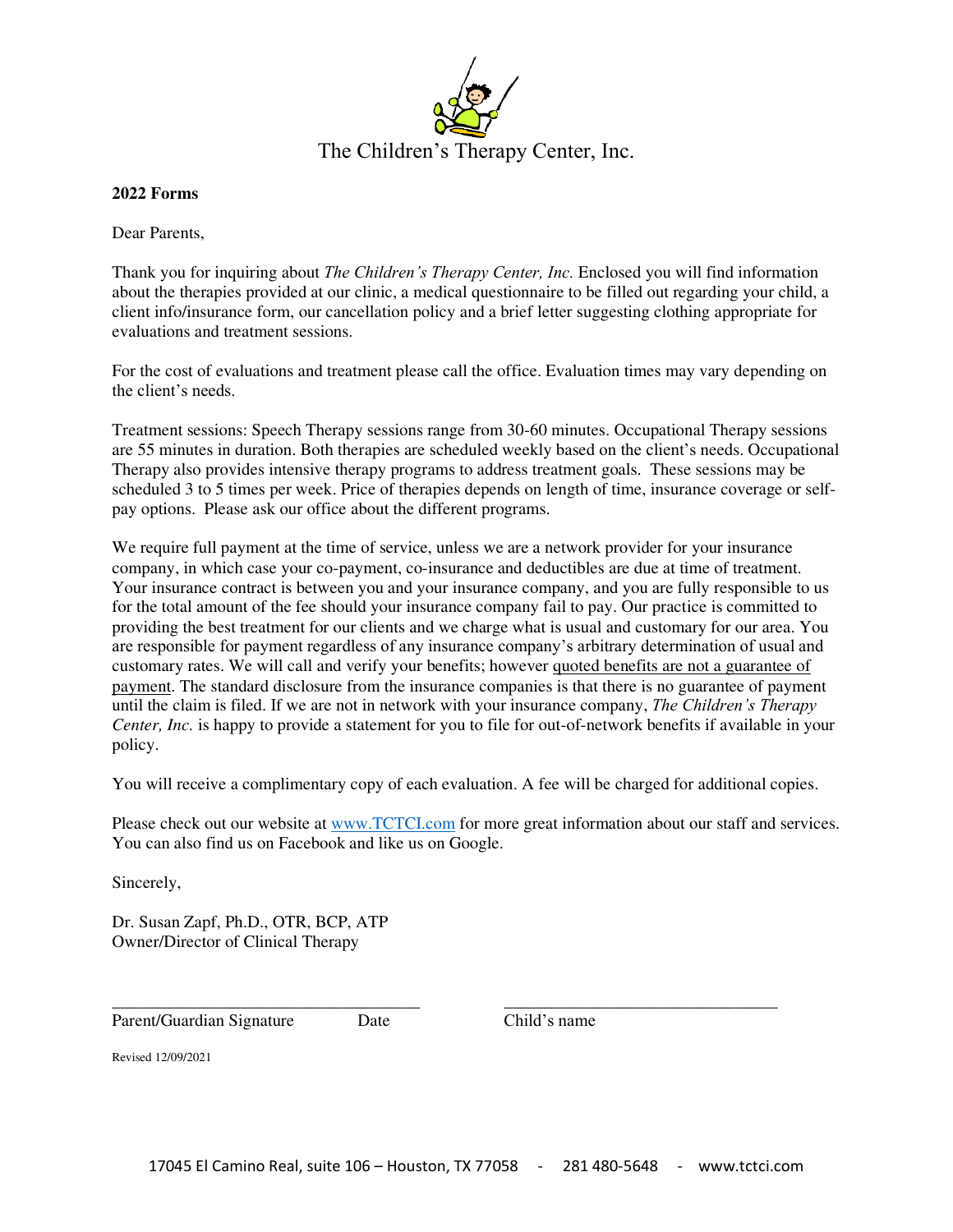The Children's Therapy Center, Inc.

**2022 Forms**

Dear Parents,

Thank you for inquiring about *The Children's Therapy Center, Inc.* Enclosed you will find information about the therapies provided at our clinic, a medical questionnaire to be filled out regarding your child, a client info/insurance form, our cancellation policy and a brief letter suggesting clothing appropriate for evaluations and treatment sessions.

For the cost of evaluations and treatment please call the office. Evaluation times may vary depending on the client's needs.

Treatment sessions: Speech Therapy sessions range from 30-60 minutes. Occupational Therapy sessions are 55 minutes in duration. Both therapies are scheduled weekly based on the client's needs. Occupational Therapy also provides intensive therapy programs to address treatment goals. These sessions may be scheduled 3 to 5 times per week. Price of therapies depends on length of time, insurance coverage or self-pay options. Please ask our office about the different programs.

We require full payment at the time of service, unless we are a network provider for your insurance company, in which case your co-payment, co-insurance and deductibles are due at time of treatment. Your insurance contract is between you and your insurance company, and you are fully responsible to us for the total amount of the fee should your insurance company fail to pay. Our practice is committed to providing the best treatment for our clients and we charge what is usual and customary for our area. You are responsible for payment regardless of any insurance company's arbitrary determination of usual and customary rates. We will call and verify your benefits; however <u>quoted benefits are not a guarantee of payment</u>. The standard disclosure from the insurance companies is that there is no guarantee of payment until the claim is filed. If we are not in network with your insurance company, *The Children's Therapy Center, Inc.* is happy to provide a statement for you to file for out-of-network benefits if available in your policy.

You will receive a complimentary copy of each evaluation. A fee will be charged for additional copies.

Please check out our website at [www.TCTCI.com](http://www.TCTCI.com) for more great information about our staff and services. You can also find us on Facebook and like us on Google.

Sincerely,

Dr. Susan Zapf, Ph.D., OTR, BCP, ATP
Owner/Director of Clinical Therapy

\_\_\_\_\_\_\_\_\_\_\_\_\_\_\_\_\_\_\_\_\_\_\_\_\_\_\_\_\_\_\_\_\_\_\_ \_\_\_\_\_\_\_\_\_\_\_\_\_\_\_\_\_\_\_\_\_\_\_\_\_\_\_\_\_\_\_\_
Parent/Guardian Signature Date Child's name

Revised 12/09/2021

17045 El Camino Real, suite 106 – Houston, TX 77058 - 281 480-5648 - www.tctci.com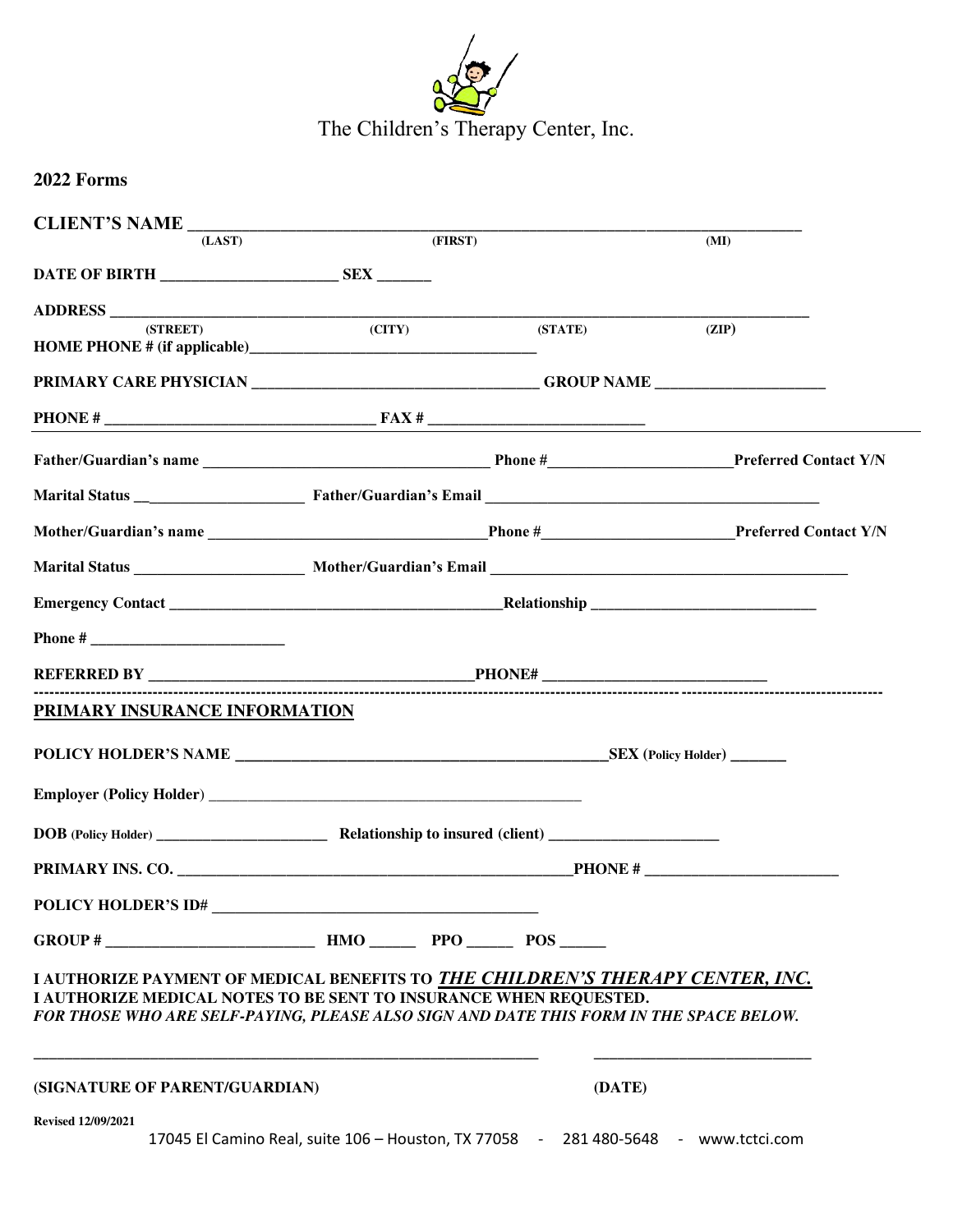The Children's Therapy Center, Inc.

**2022 Forms**

**CLIENT'S NAME** ______________________________________________________________________________
(LAST) (FIRST) (MI)

**DATE OF BIRTH** _______________________ **SEX** _______

**ADDRESS** ____________________________________________________________________________________
(STREET) (CITY) (STATE) (ZIP)

**HOME PHONE # (if applicable)**_____________________________________

**PRIMARY CARE PHYSICIAN** _____________________________________ **GROUP NAME** ______________________

**PHONE #** __________________________________ **FAX #** ____________________________

**Father/Guardian's name** _____________________________________ **Phone #**________________________ **Preferred Contact Y/N**

**Marital Status** ______________________ **Father/Guardian's Email** ___________________________________________

**Mother/Guardian's name** ___________________________________ **Phone #**_________________________ **Preferred Contact Y/N**

**Marital Status** ______________________ **Mother/Guardian's Email** ______________________________________________

**Emergency Contact** ___________________________________________ **Relationship** _____________________________

**Phone #** _________________________

**REFERRED BY** __________________________________________ **PHONE#** _____________________________

---

**PRIMARY INSURANCE INFORMATION**

**POLICY HOLDER'S NAME** __________________________________________________ **SEX (Policy Holder)** _______

**Employer (Policy Holder)** ___________________________________________________

**DOB (Policy Holder)** _______________________ **Relationship to insured (client)** ______________________

**PRIMARY INS. CO.** _____________________________________________________ **PHONE #** _________________________

**POLICY HOLDER'S ID#** __________________________________________

**GROUP #** ___________________________ **HMO** ______ **PPO** ______ **POS** ______

**I AUTHORIZE PAYMENT OF MEDICAL BENEFITS TO *THE CHILDREN'S THERAPY CENTER, INC.***
**I AUTHORIZE MEDICAL NOTES TO BE SENT TO INSURANCE WHEN REQUESTED.**
***FOR THOSE WHO ARE SELF-PAYING, PLEASE ALSO SIGN AND DATE THIS FORM IN THE SPACE BELOW.***

_________________________________________________________________ ____________________________

**(SIGNATURE OF PARENT/GUARDIAN)** **(DATE)**

**Revised 12/09/2021**

17045 El Camino Real, suite 106 – Houston, TX 77058 - 281 480-5648 - www.tctci.com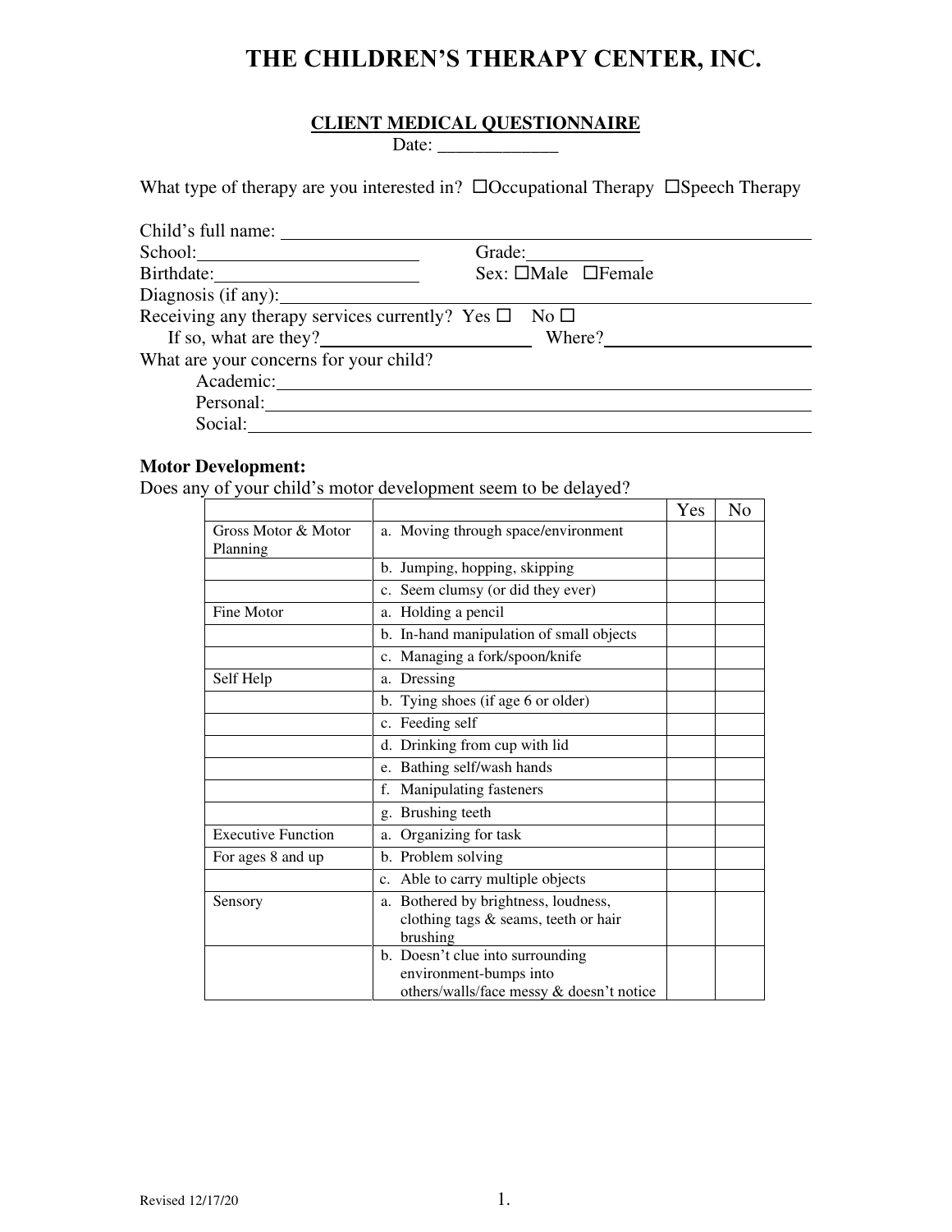# THE CHILDREN'S TRUST THERAPY CENTER, INC.

## CLIENT MEDICAL QUESTIONNAIRE

Date: _____________

What type of therapy are you interested in? ☐Occupational Therapy ☐Speech Therapy

Child's full name: ____________________________________________

School: ______________________ Grade: ___________

Birthdate: ____________________ Sex: ☐Male ☐Female

Diagnosis (if any): ____________________________________________

Receiving any therapy services currently? Yes ☐ No ☐

If so, what are they? ____________________ Where? ____________________

What are your concerns for your child?

Academic: ____________________________________________

Personal: ____________________________________________

Social: ____________________________________________

**Motor Development:**

Does any of your child's motor development seem to be delayed?

| | | Yes | No |
|---|---|---|---|
| Gross Motor & Motor Planning | a. Moving through space/environment | | |
| | b. Jumping, hopping, skipping | | |
| | c. Seem clumsy (or did they ever) | | |
| Fine Motor | a. Holding a pencil | | |
| | b. In-hand manipulation of small objects | | |
| | c. Managing a fork/spoon/knife | | |
| Self Help | a. Dressing | | |
| | b. Tying shoes (if age 6 or older) | | |
| | c. Feeding self | | |
| | d. Drinking from cup with lid | | |
| | e. Bathing self/wash hands | | |
| | f. Manipulating fasteners | | |
| | g. Brushing teeth | | |
| Executive Function | a. Organizing for task | | |
| For ages 8 and up | b. Problem solving | | |
| | c. Able to carry multiple objects | | |
| Sensory | a. Bothered by brightness, loudness, clothing tags & seams, teeth or hair brushing | | |
| | b. Doesn't clue into surrounding environment-bumps into others/walls/face messy & doesn't notice | | |

Revised 12/17/20

# THE CHILDREN'S THERAPY CENTER, INC.

## CLIENT MEDICAL QUESTIONNAIRE

Date: _____________

What type of therapy are you interested in? ☐Occupational Therapy ☐Speech Therapy

Child's full name: ____________________________________________

School: ______________________ Grade: ___________

Birthdate: ____________________ Sex: ☐Male ☐Female

Diagnosis (if any): ____________________________________________

Receiving any therapy services currently? Yes ☐ No ☐

If so, what are they? ____________________ Where? ____________________

What are your concerns for your child?

Academic: ____________________________________________

Personal: ____________________________________________

Social: ____________________________________________

**Motor Development:**

Does any of your child's motor development seem to be delayed?

| | | Yes | No |
|---|---|---|---|
| Gross Motor & Motor Planning | a. Moving through space/environment | | |
| | b. Jumping, hopping, skipping | | |
| | c. Seem clumsy (or did they ever) | | |
| Fine Motor | a. Holding a pencil | | |
| | b. In-hand manipulation of small objects | | |
| | c. Managing a fork/spoon/knife | | |
| Self Help | a. Dressing | | |
| | b. Tying shoes (if age 6 or older) | | |
| | c. Feeding self | | |
| | d. Drinking from cup with lid | | |
| | e. Bathing self/wash hands | | |
| | f. Manipulating fasteners | | |
| | g. Brushing teeth | | |
| Executive Function | a. Organizing for task | | |
| For ages 8 and up | b. Problem solving | | |
| | c. Able to carry multiple objects | | |
| Sensory | a. Bothered by brightness, loudness, clothing tags & seams, teeth or hair brushing | | |
| | b. Doesn't clue into surrounding environment-bumps into others/walls/face messy & doesn't notice | | |

Revised 12/17/20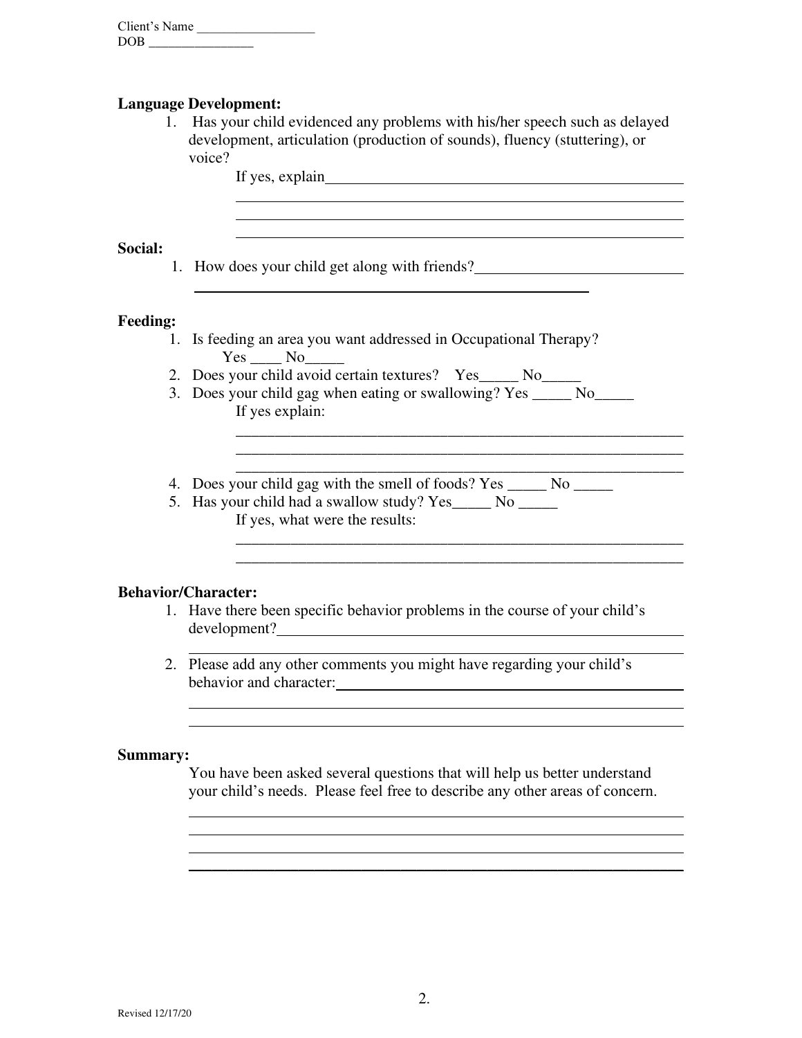Client's Name ___________________
DOB _________________

**Language Development:**

1. Has your child evidenced any problems with his/her speech such as delayed development, articulation (production of sounds), fluency (stuttering), or voice?

   If yes, explain________________________________________________
   ________________________________________________________
   ________________________________________________________
   ________________________________________________________

**Social:**

1. How does your child get along with friends?____________________________
   ________________________________________________________

**Feeding:**

1. Is feeding an area you want addressed in Occupational Therapy?
   Yes ____ No_____
2. Does your child avoid certain textures? Yes_____ No_____
3. Does your child gag when eating or swallowing? Yes _____ No_____
   If yes explain:
   ________________________________________________________
   ________________________________________________________
   ________________________________________________________
4. Does your child gag with the smell of foods? Yes _____ No _____
5. Has your child had a swallow study? Yes_____ No _____
   If yes, what were the results:
   ________________________________________________________
   ________________________________________________________

**Behavior/Character:**

1. Have there been specific behavior problems in the course of your child's development?________________________________________________
   ________________________________________________________
2. Please add any other comments you might have regarding your child's behavior and character:________________________________________
   ________________________________________________________
   ________________________________________________________

**Summary:**

You have been asked several questions that will help us better understand your child's needs. Please feel free to describe any other areas of concern.

________________________________________________________
________________________________________________________
________________________________________________________
________________________________________________________

Revised 12/17/20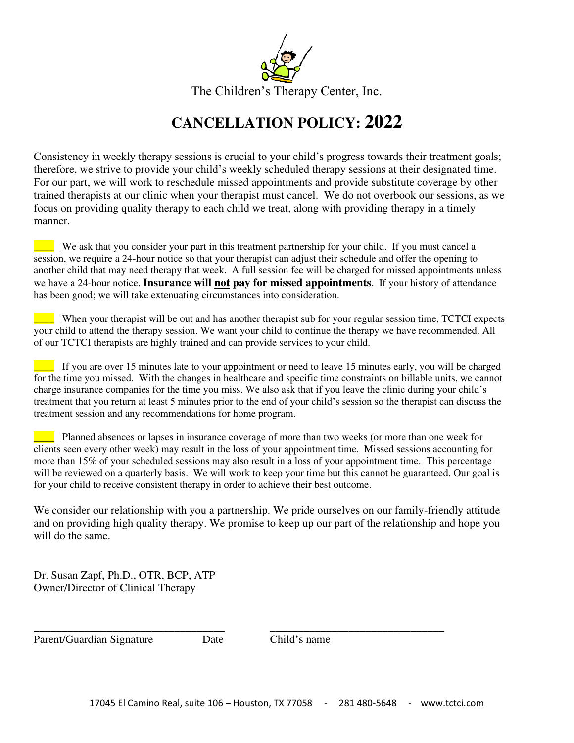The Children's Therapy Center, Inc.

# CANCELLATION POLICY: 2022

Consistency in weekly therapy sessions is crucial to your child's progress towards their treatment goals; therefore, we strive to provide your child's weekly scheduled therapy sessions at their designated time. For our part, we will work to reschedule missed appointments and provide substitute coverage by other trained therapists at our clinic when your therapist must cancel. We do not overbook our sessions, as we focus on providing quality therapy to each child we treat, along with providing therapy in a timely manner.

____ We ask that you consider your part in this treatment partnership for your child. If you must cancel a session, we require a 24-hour notice so that your therapist can adjust their schedule and offer the opening to another child that may need therapy that week. A full session fee will be charged for missed appointments unless we have a 24-hour notice. **Insurance will not pay for missed appointments**. If your history of attendance has been good; we will take extenuating circumstances into consideration.

____ When your therapist will be out and has another therapist sub for your regular session time, TCTCI expects your child to attend the therapy session. We want your child to continue the therapy we have recommended. All of our TCTCI therapists are highly trained and can provide services to your child.

____ If you are over 15 minutes late to your appointment or need to leave 15 minutes early, you will be charged for the time you missed. With the changes in healthcare and specific time constraints on billable units, we cannot charge insurance companies for the time you miss. We also ask that if you leave the clinic during your child's treatment that you return at least 5 minutes prior to the end of your child's session so the therapist can discuss the treatment session and any recommendations for home program.

____ Planned absences or lapses in insurance coverage of more than two weeks (or more than one week for clients seen every other week) may result in the loss of your appointment time. Missed sessions accounting for more than 15% of your scheduled sessions may also result in a loss of your appointment time. This percentage will be reviewed on a quarterly basis. We will work to keep your time but this cannot be guaranteed. Our goal is for your child to receive consistent therapy in order to achieve their best outcome.

We consider our relationship with you a partnership. We pride ourselves on our family-friendly attitude and on providing high quality therapy. We promise to keep up our part of the relationship and hope you will do the same.

Dr. Susan Zapf, Ph.D., OTR, BCP, ATP
Owner/Director of Clinical Therapy

___________________________________ ________________________________

Parent/Guardian Signature Date Child's name

17045 El Camino Real, suite 106 – Houston, TX 77058 - 281 480-5648 - www.tctci.com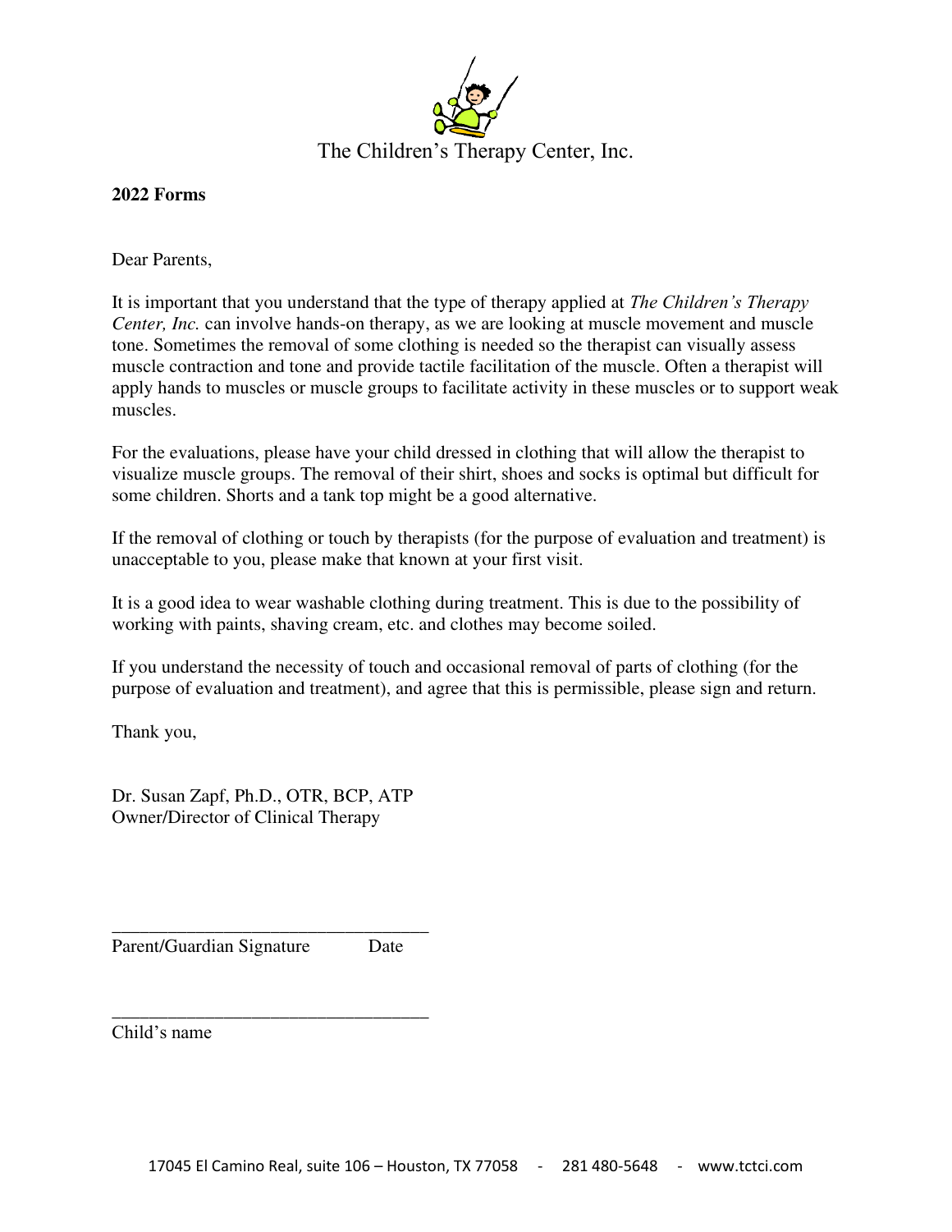The Children's Therapy Center, Inc.

**2022 Forms**

Dear Parents,

It is important that you understand that the type of therapy applied at *The Children's Therapy Center, Inc.* can involve hands-on therapy, as we are looking at muscle movement and muscle tone. Sometimes the removal of some clothing is needed so the therapist can visually assess muscle contraction and tone and provide tactile facilitation of the muscle. Often a therapist will apply hands to muscles or muscle groups to facilitate activity in these muscles or to support weak muscles.

For the evaluations, please have your child dressed in clothing that will allow the therapist to visualize muscle groups. The removal of their shirt, shoes and socks is optimal but difficult for some children. Shorts and a tank top might be a good alternative.

If the removal of clothing or touch by therapists (for the purpose of evaluation and treatment) is unacceptable to you, please make that known at your first visit.

It is a good idea to wear washable clothing during treatment. This is due to the possibility of working with paints, shaving cream, etc. and clothes may become soiled.

If you understand the necessity of touch and occasional removal of parts of clothing (for the purpose of evaluation and treatment), and agree that this is permissible, please sign and return.

Thank you,

Dr. Susan Zapf, Ph.D., OTR, BCP, ATP
Owner/Director of Clinical Therapy

___________________________________
Parent/Guardian Signature Date

___________________________________
Child's name

17045 El Camino Real, suite 106 – Houston, TX 77058 - 281 480-5648 - www.tctci.com